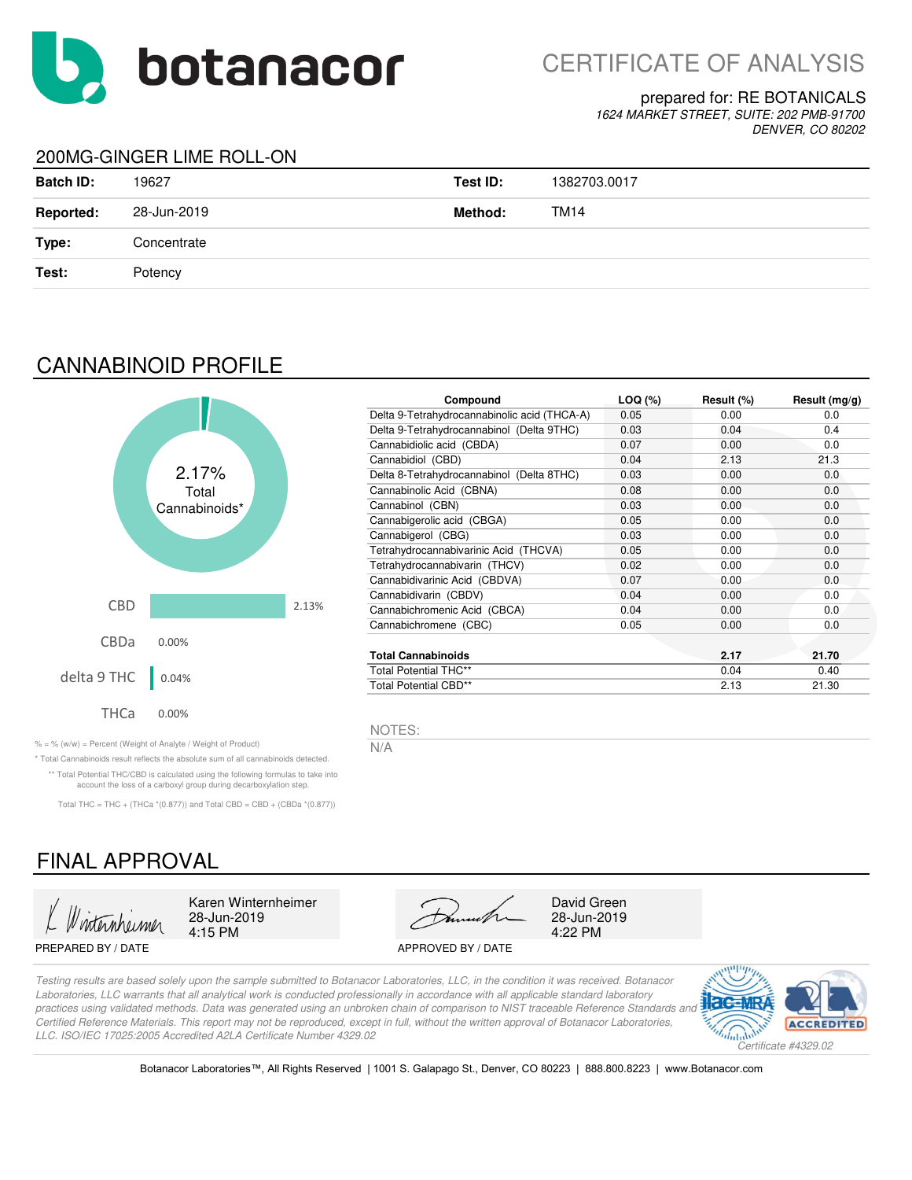# botanacor

CERTIFICATE OF ANALYSIS

prepared for: RE BOTANICALS
*1624 MARKET STREET, SUITE: 202 PMB-91700*
*DENVER, CO 80202*

## 200MG-GINGER LIME ROLL-ON

| | | | |
|---|---|---|---|
| **Batch ID:** | 19627 | **Test ID:** | 1382703.0017 |
| **Reported:** | 28-Jun-2019 | **Method:** | TM14 |
| **Type:** | Concentrate | | |
| **Test:** | Potency | | |

## CANNABINOID PROFILE

2.17% Total Cannabinoids*

| | |
|---|---|
| CBD | 2.13% |
| CBDa | 0.00% |
| delta 9 THC | 0.04% |
| THCa | 0.00% |

| Compound | LOQ (%) | Result (%) | Result (mg/g) |
|---|---|---|---|
| Delta 9-Tetrahydrocannabinolic acid (THCA-A) | 0.05 | 0.00 | 0.0 |
| Delta 9-Tetrahydrocannabinol (Delta 9THC) | 0.03 | 0.04 | 0.4 |
| Cannabidiolic acid (CBDA) | 0.07 | 0.00 | 0.0 |
| Cannabidiol (CBD) | 0.04 | 2.13 | 21.3 |
| Delta 8-Tetrahydrocannabinol (Delta 8THC) | 0.03 | 0.00 | 0.0 |
| Cannabinolic Acid (CBNA) | 0.08 | 0.00 | 0.0 |
| Cannabinol (CBN) | 0.03 | 0.00 | 0.0 |
| Cannabigerolic acid (CBGA) | 0.05 | 0.00 | 0.0 |
| Cannabigerol (CBG) | 0.03 | 0.00 | 0.0 |
| Tetrahydrocannabivarinic Acid (THCVA) | 0.05 | 0.00 | 0.0 |
| Tetrahydrocannabivarin (THCV) | 0.02 | 0.00 | 0.0 |
| Cannabidivarinic Acid (CBDVA) | 0.07 | 0.00 | 0.0 |
| Cannabidivarin (CBDV) | 0.04 | 0.00 | 0.0 |
| Cannabichromenic Acid (CBCA) | 0.04 | 0.00 | 0.0 |
| Cannabichromene (CBC) | 0.05 | 0.00 | 0.0 |
| **Total Cannabinoids** | | **2.17** | **21.70** |
| Total Potential THC** | | 0.04 | 0.40 |
| Total Potential CBD** | | 2.13 | 21.30 |

% = % (w/w) = Percent (Weight of Analyte / Weight of Product)

* Total Cannabinoids result reflects the absolute sum of all cannabinoids detected.

** Total Potential THC/CBD is calculated using the following formulas to take into account the loss of a carboxyl group during decarboxylation step.

Total THC = THC + (THCa *(0.877)) and Total CBD = CBD + (CBDa *(0.877))

NOTES:

N/A

## FINAL APPROVAL

| | |
|---|---|
| Karen Winternheimer<br>28-Jun-2019<br>4:15 PM | David Green<br>28-Jun-2019<br>4:22 PM |
| PREPARED BY / DATE | APPROVED BY / DATE |

*Testing results are based solely upon the sample submitted to Botanacor Laboratories, LLC, in the condition it was received. Botanacor Laboratories, LLC warrants that all analytical work is conducted professionally in accordance with all applicable standard laboratory practices using validated methods. Data was generated using an unbroken chain of comparison to NIST traceable Reference Standards and Certified Reference Materials. This report may not be reproduced, except in full, without the written approval of Botanacor Laboratories, LLC. ISO/IEC 17025:2005 Accredited A2LA Certificate Number 4329.02*

*Certificate #4329.02*

Botanacor Laboratories™, All Rights Reserved | 1001 S. Galapago St., Denver, CO 80223 | 888.800.8223 | www.Botanacor.com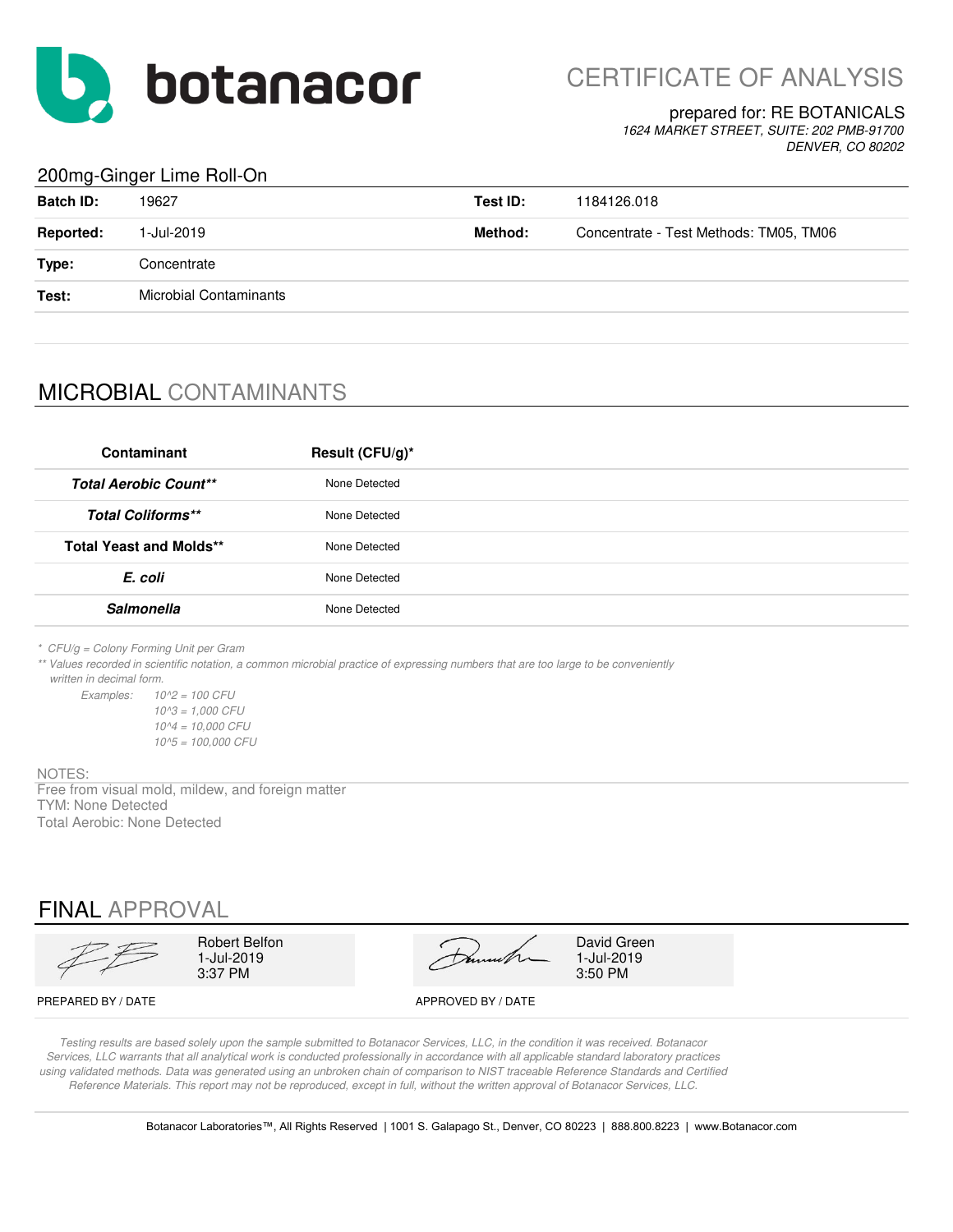botanacor

# CERTIFICATE OF ANALYSIS

prepared for: RE BOTANICALS
*1624 MARKET STREET, SUITE: 202 PMB-91700*
*DENVER, CO 80202*

## 200mg-Ginger Lime Roll-On

| | | | |
|---|---|---|---|
| **Batch ID:** | 19627 | **Test ID:** | 1184126.018 |
| **Reported:** | 1-Jul-2019 | **Method:** | Concentrate - Test Methods: TM05, TM06 |
| **Type:** | Concentrate | | |
| **Test:** | Microbial Contaminants | | |

## MICROBIAL CONTAMINANTS

| Contaminant | Result (CFU/g)* |
|---|---|
| ***Total Aerobic Count**** | None Detected |
| ***Total Coliforms**** | None Detected |
| **Total Yeast and Molds**** | None Detected |
| ***E. coli*** | None Detected |
| ***Salmonella*** | None Detected |

*\* CFU/g = Colony Forming Unit per Gram*
*\*\* Values recorded in scientific notation, a common microbial practice of expressing numbers that are too large to be conveniently written in decimal form.*

*Examples:*
*10^2 = 100 CFU*
*10^3 = 1,000 CFU*
*10^4 = 10,000 CFU*
*10^5 = 100,000 CFU*

NOTES:
Free from visual mold, mildew, and foreign matter
TYM: None Detected
Total Aerobic: None Detected

## FINAL APPROVAL

| PREPARED BY / DATE | APPROVED BY / DATE |
|---|---|
| Robert Belfon<br>1-Jul-2019<br>3:37 PM | David Green<br>1-Jul-2019<br>3:50 PM |

*Testing results are based solely upon the sample submitted to Botanacor Services, LLC, in the condition it was received. Botanacor Services, LLC warrants that all analytical work is conducted professionally in accordance with all applicable standard laboratory practices using validated methods. Data was generated using an unbroken chain of comparison to NIST traceable Reference Standards and Certified Reference Materials. This report may not be reproduced, except in full, without the written approval of Botanacor Services, LLC.*

Botanacor Laboratories™, All Rights Reserved | 1001 S. Galapago St., Denver, CO 80223 | 888.800.8223 | www.Botanacor.com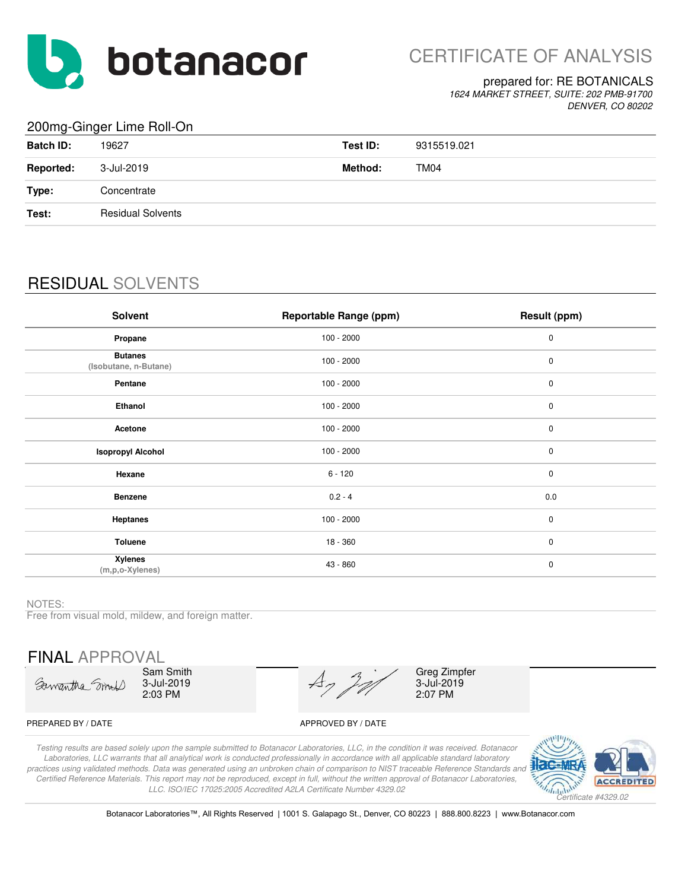# botanacor

## CERTIFICATE OF ANALYSIS

prepared for: RE BOTANICALS
*1624 MARKET STREET, SUITE: 202 PMB-91700*
*DENVER, CO 80202*

### 200mg-Ginger Lime Roll-On

| | | | |
|---|---|---|---|
| **Batch ID:** | 19627 | **Test ID:** | 9315519.021 |
| **Reported:** | 3-Jul-2019 | **Method:** | TM04 |
| **Type:** | Concentrate | | |
| **Test:** | Residual Solvents | | |

## RESIDUAL SOLVENTS

| Solvent | Reportable Range (ppm) | Result (ppm) |
|---|---|---|
| **Propane** | 100 - 2000 | 0 |
| **Butanes** (Isobutane, n-Butane) | 100 - 2000 | 0 |
| **Pentane** | 100 - 2000 | 0 |
| **Ethanol** | 100 - 2000 | 0 |
| **Acetone** | 100 - 2000 | 0 |
| **Isopropyl Alcohol** | 100 - 2000 | 0 |
| **Hexane** | 6 - 120 | 0 |
| **Benzene** | 0.2 - 4 | 0.0 |
| **Heptanes** | 100 - 2000 | 0 |
| **Toluene** | 18 - 360 | 0 |
| **Xylenes** (m,p,o-Xylenes) | 43 - 860 | 0 |

NOTES:
Free from visual mold, mildew, and foreign matter.

## FINAL APPROVAL

| PREPARED BY / DATE | APPROVED BY / DATE |
|---|---|
| Sam Smith<br>3-Jul-2019<br>2:03 PM | Greg Zimpfer<br>3-Jul-2019<br>2:07 PM |

*Testing results are based solely upon the sample submitted to Botanacor Laboratories, LLC, in the condition it was received. Botanacor Laboratories, LLC warrants that all analytical work is conducted professionally in accordance with all applicable standard laboratory practices using validated methods. Data was generated using an unbroken chain of comparison to NIST traceable Reference Standards and Certified Reference Materials. This report may not be reproduced, except in full, without the written approval of Botanacor Laboratories, LLC. ISO/IEC 17025:2005 Accredited A2LA Certificate Number 4329.02*

*Certificate #4329.02*

Botanacor Laboratories™, All Rights Reserved | 1001 S. Galapago St., Denver, CO 80223 | 888.800.8223 | www.Botanacor.com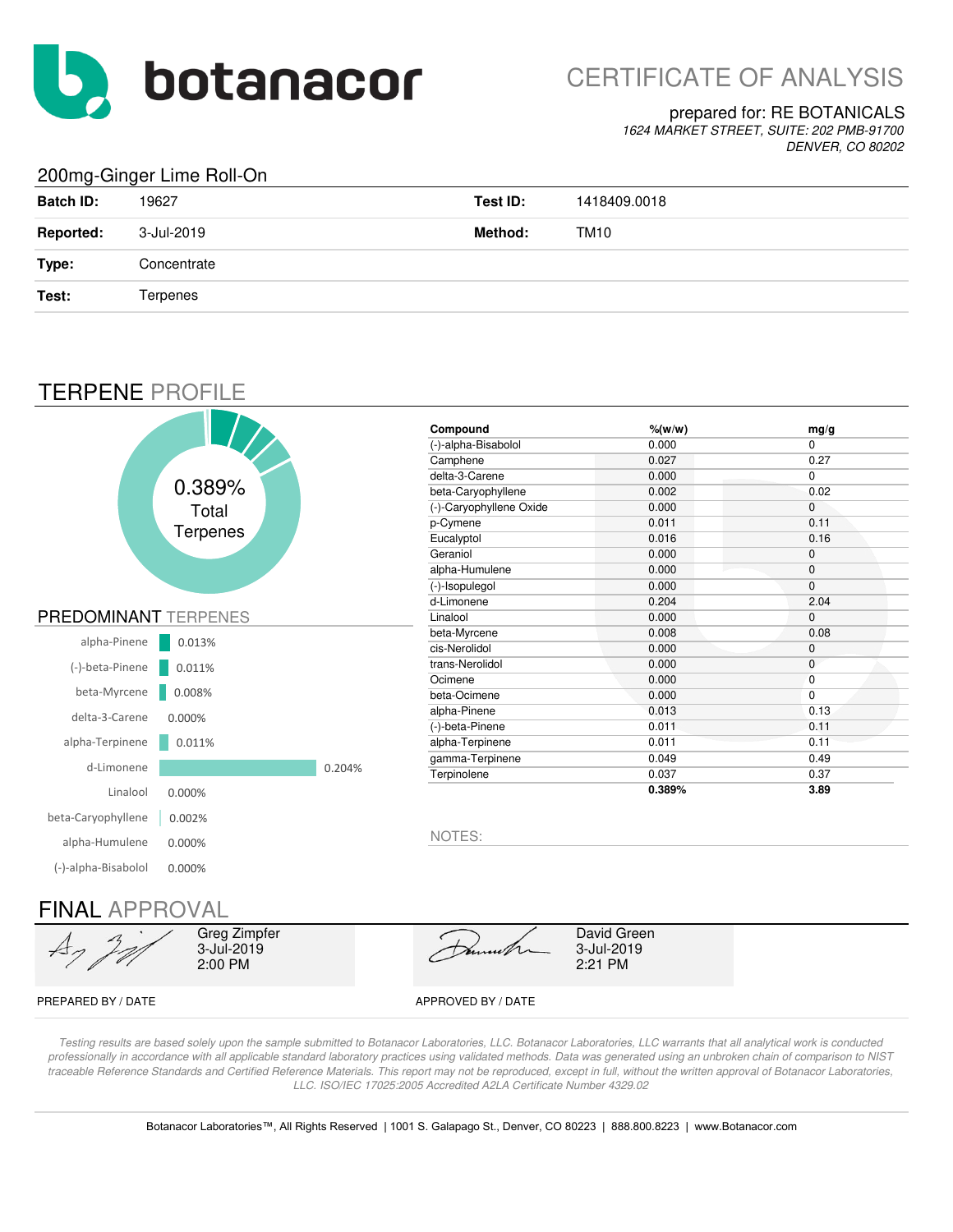# botanacor

## CERTIFICATE OF ANALYSIS

prepared for: RE BOTANICALS
*1624 MARKET STREET, SUITE: 202 PMB-91700*
*DENVER, CO 80202*

### 200mg-Ginger Lime Roll-On

| | | | |
|---|---|---|---|
| **Batch ID:** | 19627 | **Test ID:** | 1418409.0018 |
| **Reported:** | 3-Jul-2019 | **Method:** | TM10 |
| **Type:** | Concentrate | | |
| **Test:** | Terpenes | | |

## TERPENE PROFILE

0.389% Total Terpenes

### PREDOMINANT TERPENES

| Terpene | % |
|---|---|
| alpha-Pinene | 0.013% |
| (-)-beta-Pinene | 0.011% |
| beta-Myrcene | 0.008% |
| delta-3-Carene | 0.000% |
| alpha-Terpinene | 0.011% |
| d-Limonene | 0.204% |
| Linalool | 0.000% |
| beta-Caryophyllene | 0.002% |
| alpha-Humulene | 0.000% |
| (-)-alpha-Bisabolol | 0.000% |

| Compound | %(w/w) | mg/g |
|---|---|---|
| (-)-alpha-Bisabolol | 0.000 | 0 |
| Camphene | 0.027 | 0.27 |
| delta-3-Carene | 0.000 | 0 |
| beta-Caryophyllene | 0.002 | 0.02 |
| (-)-Caryophyllene Oxide | 0.000 | 0 |
| p-Cymene | 0.011 | 0.11 |
| Eucalyptol | 0.016 | 0.16 |
| Geraniol | 0.000 | 0 |
| alpha-Humulene | 0.000 | 0 |
| (-)-Isopulegol | 0.000 | 0 |
| d-Limonene | 0.204 | 2.04 |
| Linalool | 0.000 | 0 |
| beta-Myrcene | 0.008 | 0.08 |
| cis-Nerolidol | 0.000 | 0 |
| trans-Nerolidol | 0.000 | 0 |
| Ocimene | 0.000 | 0 |
| beta-Ocimene | 0.000 | 0 |
| alpha-Pinene | 0.013 | 0.13 |
| (-)-beta-Pinene | 0.011 | 0.11 |
| alpha-Terpinene | 0.011 | 0.11 |
| gamma-Terpinene | 0.049 | 0.49 |
| Terpinolene | 0.037 | 0.37 |
| | **0.389%** | **3.89** |

NOTES:

## FINAL APPROVAL

| PREPARED BY / DATE | APPROVED BY / DATE |
|---|---|
| Greg Zimpfer<br>3-Jul-2019<br>2:00 PM | David Green<br>3-Jul-2019<br>2:21 PM |

*Testing results are based solely upon the sample submitted to Botanacor Laboratories, LLC. Botanacor Laboratories, LLC warrants that all analytical work is conducted professionally in accordance with all applicable standard laboratory practices using validated methods. Data was generated using an unbroken chain of comparison to NIST traceable Reference Standards and Certified Reference Materials. This report may not be reproduced, except in full, without the written approval of Botanacor Laboratories, LLC. ISO/IEC 17025:2005 Accredited A2LA Certificate Number 4329.02*

Botanacor Laboratories™, All Rights Reserved | 1001 S. Galapago St., Denver, CO 80223 | 888.800.8223 | www.Botanacor.com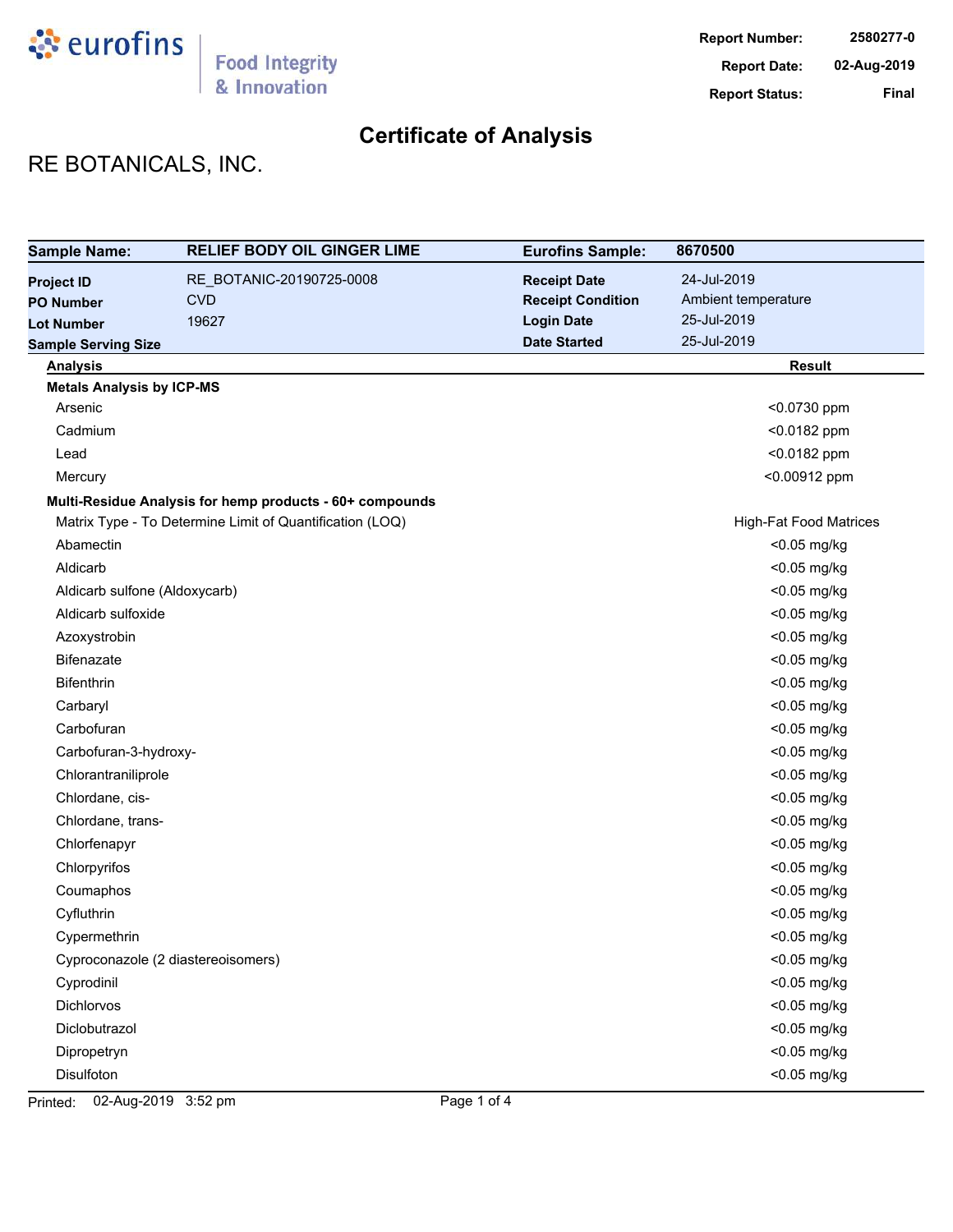**Report Number:** 2580277-0
**Report Date:** 02-Aug-2019
**Report Status:** Final

# Certificate of Analysis

## RE BOTANICALS, INC.

| | | | |
|---|---|---|---|
| **Sample Name:** | **RELIEF BODY OIL GINGER LIME** | **Eurofins Sample:** | **8670500** |
| **Project ID** | RE_BOTANIC-20190725-0008 | **Receipt Date** | 24-Jul-2019 |
| **PO Number** | CVD | **Receipt Condition** | Ambient temperature |
| **Lot Number** | 19627 | **Login Date** | 25-Jul-2019 |
| **Sample Serving Size** | | **Date Started** | 25-Jul-2019 |

| Analysis | Result |
|---|---|
| **Metals Analysis by ICP-MS** | |
| Arsenic | <0.0730 ppm |
| Cadmium | <0.0182 ppm |
| Lead | <0.0182 ppm |
| Mercury | <0.00912 ppm |
| **Multi-Residue Analysis for hemp products - 60+ compounds** | |
| Matrix Type - To Determine Limit of Quantification (LOQ) | High-Fat Food Matrices |
| Abamectin | <0.05 mg/kg |
| Aldicarb | <0.05 mg/kg |
| Aldicarb sulfone (Aldoxycarb) | <0.05 mg/kg |
| Aldicarb sulfoxide | <0.05 mg/kg |
| Azoxystrobin | <0.05 mg/kg |
| Bifenazate | <0.05 mg/kg |
| Bifenthrin | <0.05 mg/kg |
| Carbaryl | <0.05 mg/kg |
| Carbofuran | <0.05 mg/kg |
| Carbofuran-3-hydroxy- | <0.05 mg/kg |
| Chlorantraniliprole | <0.05 mg/kg |
| Chlordane, cis- | <0.05 mg/kg |
| Chlordane, trans- | <0.05 mg/kg |
| Chlorfenapyr | <0.05 mg/kg |
| Chlorpyrifos | <0.05 mg/kg |
| Coumaphos | <0.05 mg/kg |
| Cyfluthrin | <0.05 mg/kg |
| Cypermethrin | <0.05 mg/kg |
| Cyproconazole (2 diastereoisomers) | <0.05 mg/kg |
| Cyprodinil | <0.05 mg/kg |
| Dichlorvos | <0.05 mg/kg |
| Diclobutrazol | <0.05 mg/kg |
| Dipropetryn | <0.05 mg/kg |
| Disulfoton | <0.05 mg/kg |

Printed: 02-Aug-2019 3:52 pm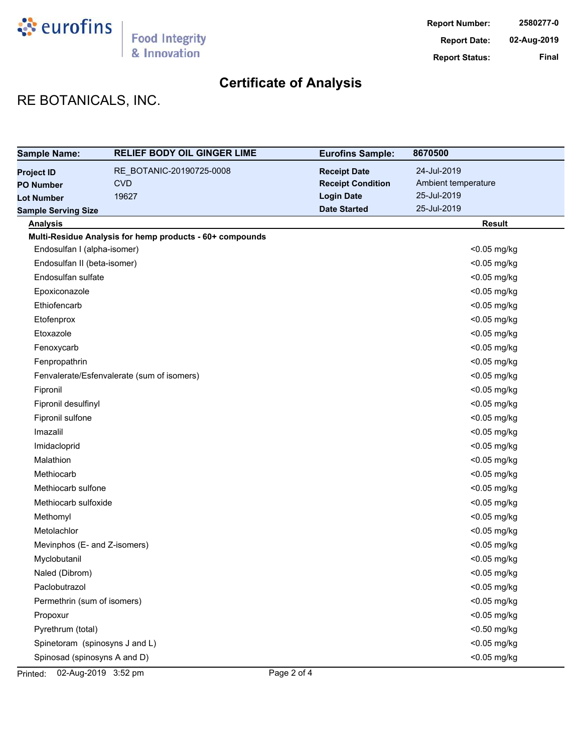**Report Number:** 2580277-0
**Report Date:** 02-Aug-2019
**Report Status:** Final

# Certificate of Analysis

## RE BOTANICALS, INC.

| **Sample Name:** | **RELIEF BODY OIL GINGER LIME** | **Eurofins Sample:** | **8670500** |
|---|---|---|---|
| **Project ID** | RE_BOTANIC-20190725-0008 | **Receipt Date** | 24-Jul-2019 |
| **PO Number** | CVD | **Receipt Condition** | Ambient temperature |
| **Lot Number** | 19627 | **Login Date** | 25-Jul-2019 |
| **Sample Serving Size** | | **Date Started** | 25-Jul-2019 |

| Analysis | Result |
|---|---|
| **Multi-Residue Analysis for hemp products - 60+ compounds** | |
| Endosulfan I (alpha-isomer) | <0.05 mg/kg |
| Endosulfan II (beta-isomer) | <0.05 mg/kg |
| Endosulfan sulfate | <0.05 mg/kg |
| Epoxiconazole | <0.05 mg/kg |
| Ethiofencarb | <0.05 mg/kg |
| Etofenprox | <0.05 mg/kg |
| Etoxazole | <0.05 mg/kg |
| Fenoxycarb | <0.05 mg/kg |
| Fenpropathrin | <0.05 mg/kg |
| Fenvalerate/Esfenvalerate (sum of isomers) | <0.05 mg/kg |
| Fipronil | <0.05 mg/kg |
| Fipronil desulfinyl | <0.05 mg/kg |
| Fipronil sulfone | <0.05 mg/kg |
| Imazalil | <0.05 mg/kg |
| Imidacloprid | <0.05 mg/kg |
| Malathion | <0.05 mg/kg |
| Methiocarb | <0.05 mg/kg |
| Methiocarb sulfone | <0.05 mg/kg |
| Methiocarb sulfoxide | <0.05 mg/kg |
| Methomyl | <0.05 mg/kg |
| Metolachlor | <0.05 mg/kg |
| Mevinphos (E- and Z-isomers) | <0.05 mg/kg |
| Myclobutanil | <0.05 mg/kg |
| Naled (Dibrom) | <0.05 mg/kg |
| Paclobutrazol | <0.05 mg/kg |
| Permethrin (sum of isomers) | <0.05 mg/kg |
| Propoxur | <0.05 mg/kg |
| Pyrethrum (total) | <0.50 mg/kg |
| Spinetoram (spinosyns J and L) | <0.05 mg/kg |
| Spinosad (spinosyns A and D) | <0.05 mg/kg |

Printed: 02-Aug-2019 3:52 pm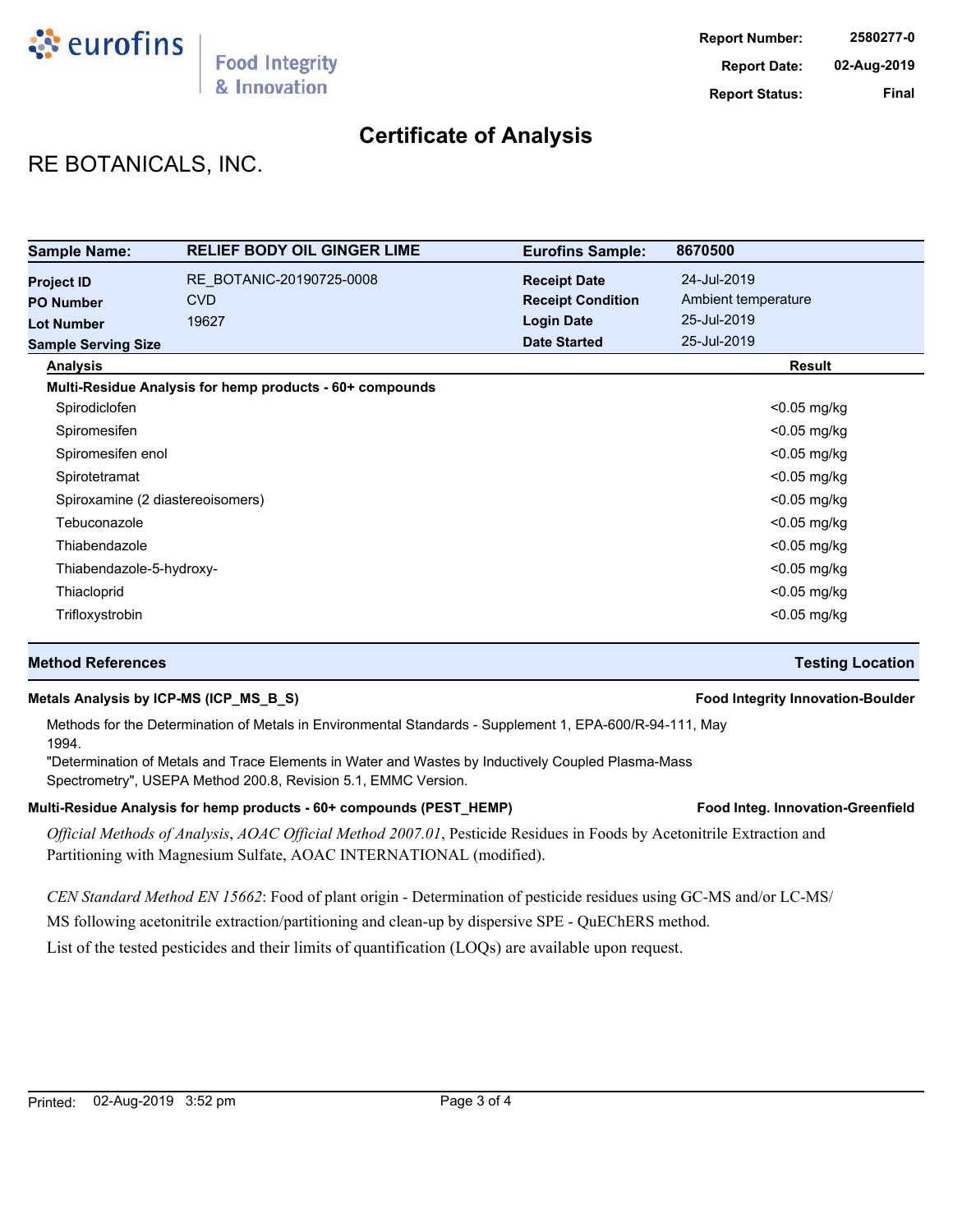| Report Number: | 2580277-0 |
| --- | --- |
| Report Date: | 02-Aug-2019 |
| Report Status: | Final |

# Certificate of Analysis

## RE BOTANICALS, INC.

| Sample Name: | RELIEF BODY OIL GINGER LIME | Eurofins Sample: | 8670500 |
| --- | --- | --- | --- |
| Project ID | RE_BOTANIC-20190725-0008 | Receipt Date | 24-Jul-2019 |
| PO Number | CVD | Receipt Condition | Ambient temperature |
| Lot Number | 19627 | Login Date | 25-Jul-2019 |
| Sample Serving Size | | Date Started | 25-Jul-2019 |

| Analysis | Result |
| --- | --- |
| **Multi-Residue Analysis for hemp products - 60+ compounds** | |
| Spirodiclofen | <0.05 mg/kg |
| Spiromesifen | <0.05 mg/kg |
| Spiromesifen enol | <0.05 mg/kg |
| Spirotetramat | <0.05 mg/kg |
| Spiroxamine (2 diastereoisomers) | <0.05 mg/kg |
| Tebuconazole | <0.05 mg/kg |
| Thiabendazole | <0.05 mg/kg |
| Thiabendazole-5-hydroxy- | <0.05 mg/kg |
| Thiacloprid | <0.05 mg/kg |
| Trifloxystrobin | <0.05 mg/kg |

| Method References | Testing Location |
| --- | --- |
| **Metals Analysis by ICP-MS (ICP_MS_B_S)** | **Food Integrity Innovation-Boulder** |

Methods for the Determination of Metals in Environmental Standards - Supplement 1, EPA-600/R-94-111, May 1994.

"Determination of Metals and Trace Elements in Water and Wastes by Inductively Coupled Plasma-Mass Spectrometry", USEPA Method 200.8, Revision 5.1, EMMC Version.

| **Multi-Residue Analysis for hemp products - 60+ compounds (PEST_HEMP)** | **Food Integ. Innovation-Greenfield** |
| --- | --- |

*Official Methods of Analysis*, *AOAC Official Method 2007.01*, Pesticide Residues in Foods by Acetonitrile Extraction and Partitioning with Magnesium Sulfate, AOAC INTERNATIONAL (modified).

*CEN Standard Method EN 15662*: Food of plant origin - Determination of pesticide residues using GC-MS and/or LC-MS/MS following acetonitrile extraction/partitioning and clean-up by dispersive SPE - QuEChERS method.

List of the tested pesticides and their limits of quantification (LOQs) are available upon request.

Printed: 02-Aug-2019 3:52 pm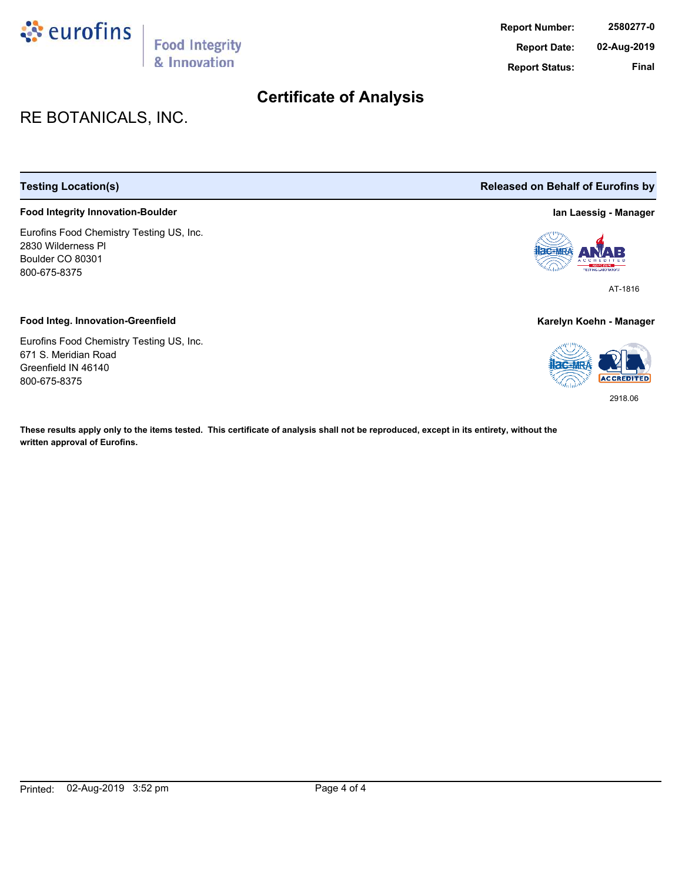Report Number: 2580277-0
Report Date: 02-Aug-2019
Report Status: Final

# Certificate of Analysis

## RE BOTANICALS, INC.

| Testing Location(s) | Released on Behalf of Eurofins by |
|---|---|
| **Food Integrity Innovation-Boulder**<br>Eurofins Food Chemistry Testing US, Inc.<br>2830 Wilderness Pl<br>Boulder CO 80301<br>800-675-8375 | **Ian Laessig - Manager**<br>AT-1816 |
| **Food Integ. Innovation-Greenfield**<br>Eurofins Food Chemistry Testing US, Inc.<br>671 S. Meridian Road<br>Greenfield IN 46140<br>800-675-8375 | **Karelyn Koehn - Manager**<br>2918.06 |

**These results apply only to the items tested. This certificate of analysis shall not be reproduced, except in its entirety, without the written approval of Eurofins.**

Printed: 02-Aug-2019 3:52 pm